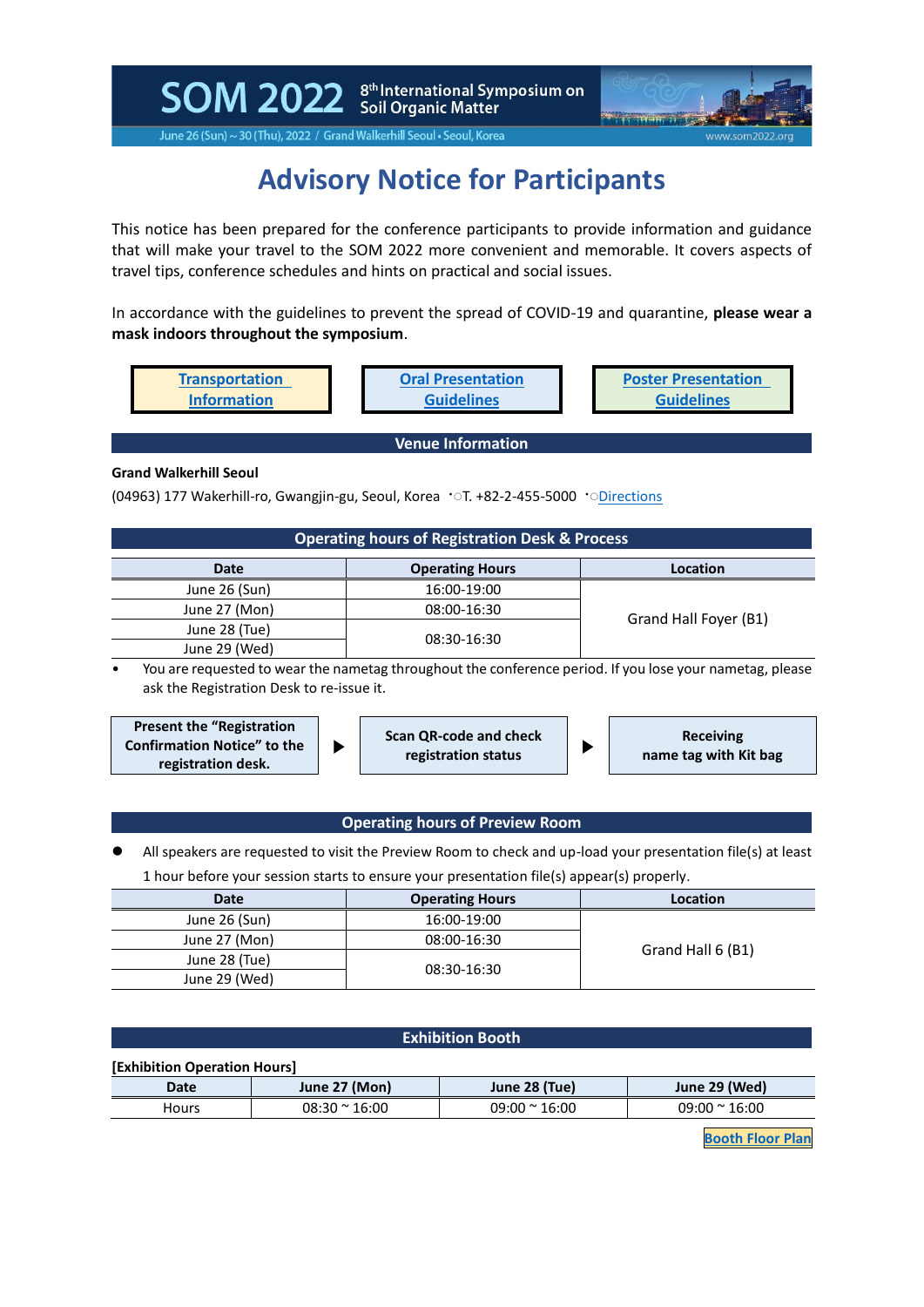SOM 2022 8th International Symposium on Soil Organic Matter
June 26 (Sun) ~ 30 (Thu), 2022 / Grand Walkerhill Seoul • Seoul, Korea www.som2022.org

# Advisory Notice for Participants

This notice has been prepared for the conference participants to provide information and guidance that will make your travel to the SOM 2022 more convenient and memorable. It covers aspects of travel tips, conference schedules and hints on practical and social issues.

In accordance with the guidelines to prevent the spread of COVID-19 and quarantine, **please wear a mask indoors throughout the symposium**.

[Transportation Information] [Oral Presentation Guidelines] [Poster Presentation Guidelines]

## Venue Information

**Grand Walkerhill Seoul**

(04963) 177 Wakerhill-ro, Gwangjin-gu, Seoul, Korea ◦T. +82-2-455-5000 ◦Directions

## Operating hours of Registration Desk & Process

| Date | Operating Hours | Location |
|---|---|---|
| June 26 (Sun) | 16:00-19:00 | Grand Hall Foyer (B1) |
| June 27 (Mon) | 08:00-16:30 | |
| June 28 (Tue) | 08:30-16:30 | |
| June 29 (Wed) | | |

- You are requested to wear the nametag throughout the conference period. If you lose your nametag, please ask the Registration Desk to re-issue it.

**Present the "Registration Confirmation Notice" to the registration desk.** ▶ **Scan QR-code and check registration status** ▶ **Receiving name tag with Kit bag**

## Operating hours of Preview Room

- All speakers are requested to visit the Preview Room to check and up-load your presentation file(s) at least 1 hour before your session starts to ensure your presentation file(s) appear(s) properly.

| Date | Operating Hours | Location |
|---|---|---|
| June 26 (Sun) | 16:00-19:00 | Grand Hall 6 (B1) |
| June 27 (Mon) | 08:00-16:30 | |
| June 28 (Tue) | 08:30-16:30 | |
| June 29 (Wed) | | |

## Exhibition Booth

**[Exhibition Operation Hours]**

| Date | June 27 (Mon) | June 28 (Tue) | June 29 (Wed) |
|---|---|---|---|
| Hours | 08:30 ~ 16:00 | 09:00 ~ 16:00 | 09:00 ~ 16:00 |

[Booth Floor Plan]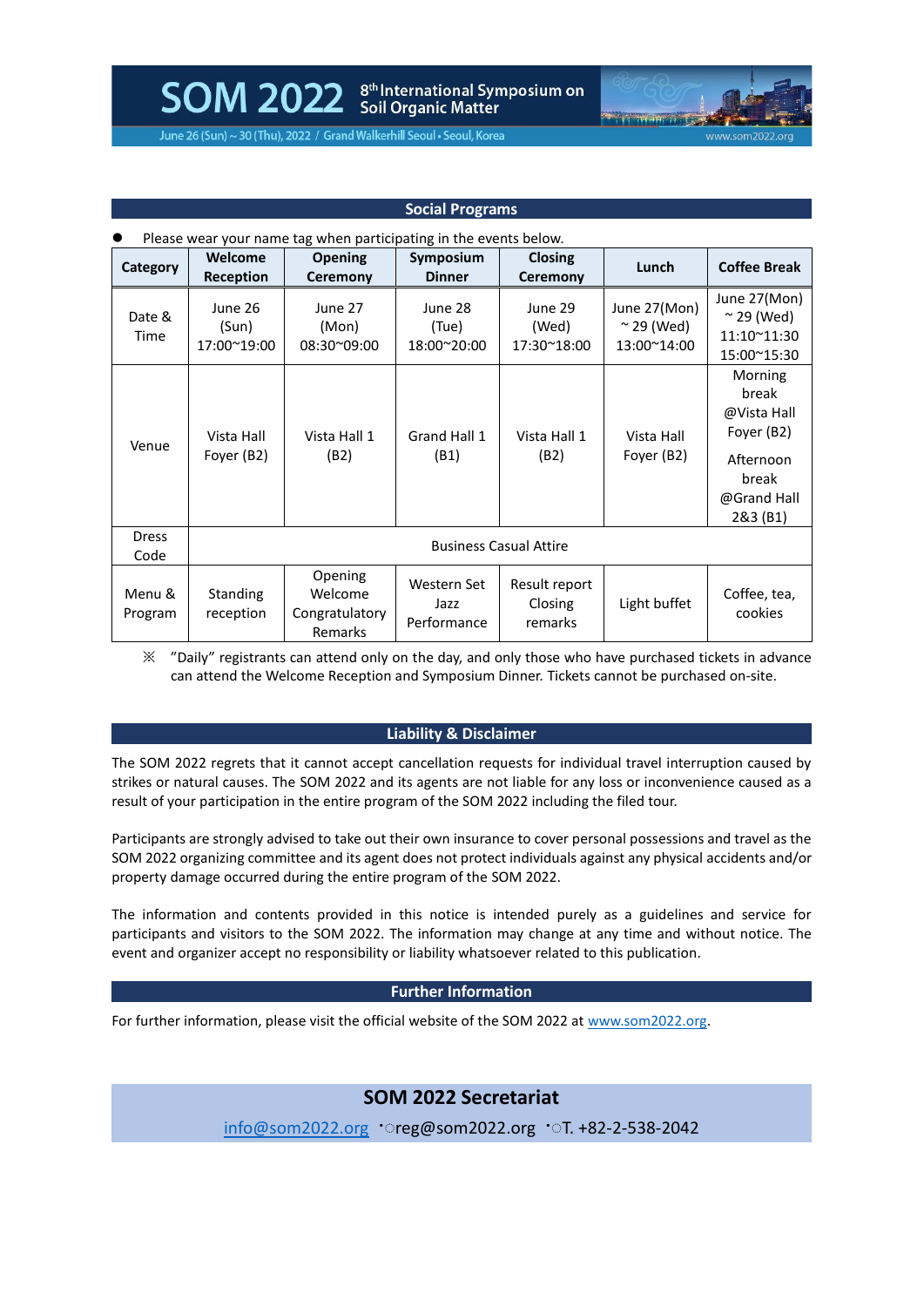## Social Programs

- Please wear your name tag when participating in the events below.

| Category | Welcome Reception | Opening Ceremony | Symposium Dinner | Closing Ceremony | Lunch | Coffee Break |
|---|---|---|---|---|---|---|
| Date & Time | June 26 (Sun) 17:00~19:00 | June 27 (Mon) 08:30~09:00 | June 28 (Tue) 18:00~20:00 | June 29 (Wed) 17:30~18:00 | June 27(Mon) ~ 29 (Wed) 13:00~14:00 | June 27(Mon) ~ 29 (Wed) 11:10~11:30 15:00~15:30 |
| Venue | Vista Hall Foyer (B2) | Vista Hall 1 (B2) | Grand Hall 1 (B1) | Vista Hall 1 (B2) | Vista Hall Foyer (B2) | Morning break @Vista Hall Foyer (B2) Afternoon break @Grand Hall 2&3 (B1) |
| Dress Code | Business Casual Attire | | | | | |
| Menu & Program | Standing reception | Opening Welcome Congratulatory Remarks | Western Set Jazz Performance | Result report Closing remarks | Light buffet | Coffee, tea, cookies |

※ "Daily" registrants can attend only on the day, and only those who have purchased tickets in advance can attend the Welcome Reception and Symposium Dinner. Tickets cannot be purchased on-site.

## Liability & Disclaimer

The SOM 2022 regrets that it cannot accept cancellation requests for individual travel interruption caused by strikes or natural causes. The SOM 2022 and its agents are not liable for any loss or inconvenience caused as a result of your participation in the entire program of the SOM 2022 including the filed tour.

Participants are strongly advised to take out their own insurance to cover personal possessions and travel as the SOM 2022 organizing committee and its agent does not protect individuals against any physical accidents and/or property damage occurred during the entire program of the SOM 2022.

The information and contents provided in this notice is intended purely as a guidelines and service for participants and visitors to the SOM 2022. The information may change at any time and without notice. The event and organizer accept no responsibility or liability whatsoever related to this publication.

## Further Information

For further information, please visit the official website of the SOM 2022 at www.som2022.org.

**SOM 2022 Secretariat**

info@som2022.org ·reg@som2022.org ·T. +82-2-538-2042